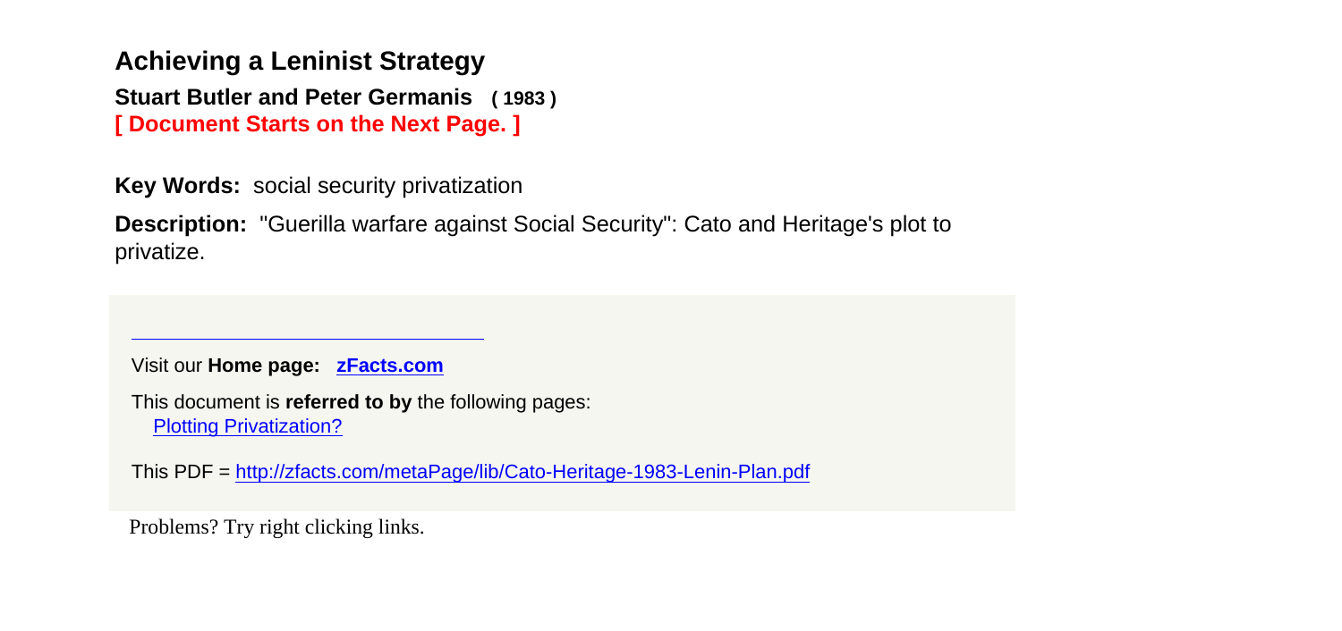# Achieving a Leninist Strategy

**Stuart Butler and Peter Germanis ( 1983 )**

**[ Document Starts on the Next Page. ]**

**Key Words:** social security privatization

**Description:** "Guerilla warfare against Social Security": Cato and Heritage's plot to privatize.

---

Visit our **Home page:** [zFacts.com](http://zFacts.com)

This document is **referred to by** the following pages:
[Plotting Privatization?]()

This PDF = http://zfacts.com/metaPage/lib/Cato-Heritage-1983-Lenin-Plan.pdf

Problems? Try right clicking links.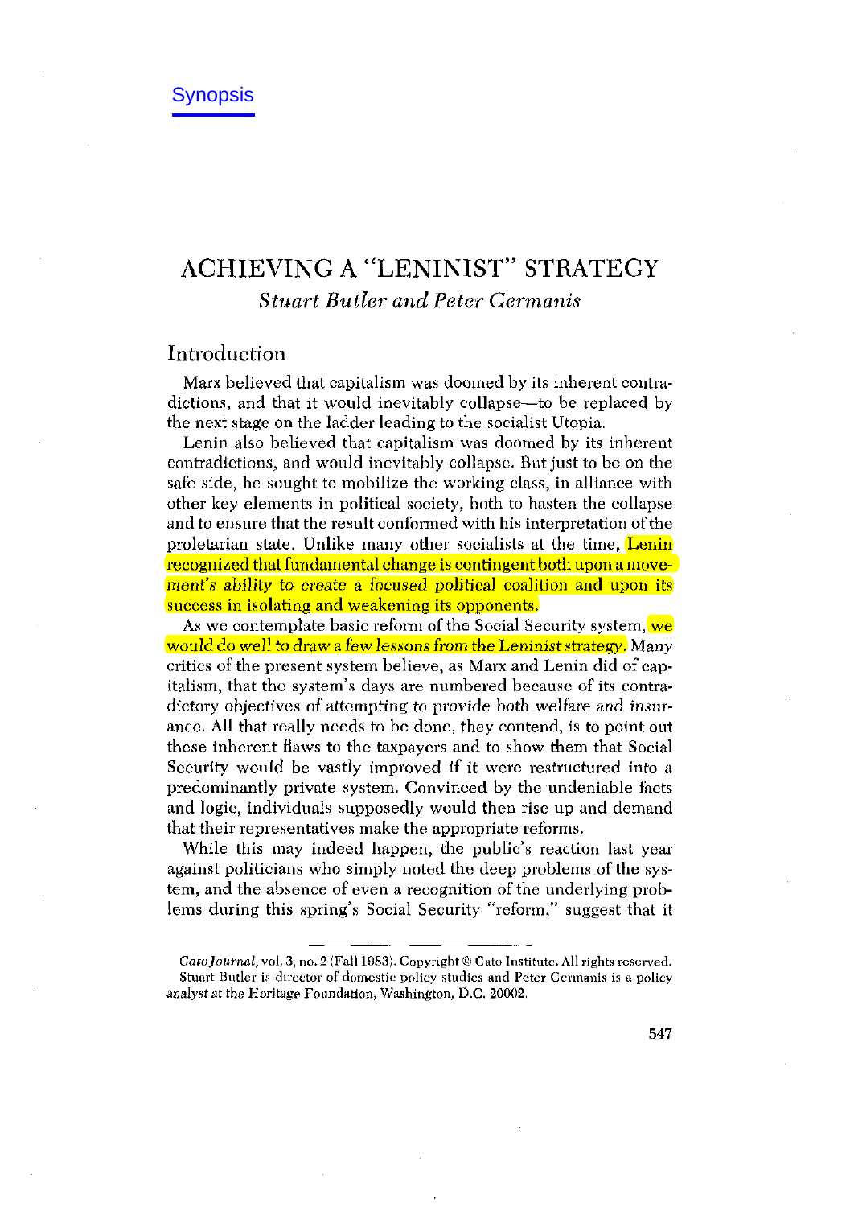Synopsis

# ACHIEVING A "LENINIST" STRATEGY

*Stuart Butler and Peter Germanis*

## Introduction

Marx believed that capitalism was doomed by its inherent contradictions, and that it would inevitably collapse—to be replaced by the next stage on the ladder leading to the socialist Utopia.

Lenin also believed that capitalism was doomed by its inherent contradictions, and would inevitably collapse. But just to be on the safe side, he sought to mobilize the working class, in alliance with other key elements in political society, both to hasten the collapse and to ensure that the result conformed with his interpretation of the proletarian state. Unlike many other socialists at the time, Lenin recognized that fundamental change is contingent both upon a movement's ability to create a focused political coalition and upon its success in isolating and weakening its opponents.

As we contemplate basic reform of the Social Security system, we would do well to draw a few lessons from the Leninist strategy. Many critics of the present system believe, as Marx and Lenin did of capitalism, that the system's days are numbered because of its contradictory objectives of attempting to provide both welfare *and* insurance. All that really needs to be done, they contend, is to point out these inherent flaws to the taxpayers and to show them that Social Security would be vastly improved if it were restructured into a predominantly private system. Convinced by the undeniable facts and logic, individuals supposedly would then rise up and demand that their representatives make the appropriate reforms.

While this may indeed happen, the public's reaction last year against politicians who simply noted the deep problems of the system, and the absence of even a recognition of the underlying problems during this spring's Social Security "reform," suggest that it

---

*Cato Journal*, vol. 3, no. 2 (Fall 1983). Copyright © Cato Institute. All rights reserved.
Stuart Butler is director of domestic policy studies and Peter Germanis is a policy analyst at the Heritage Foundation, Washington, D.C. 20002.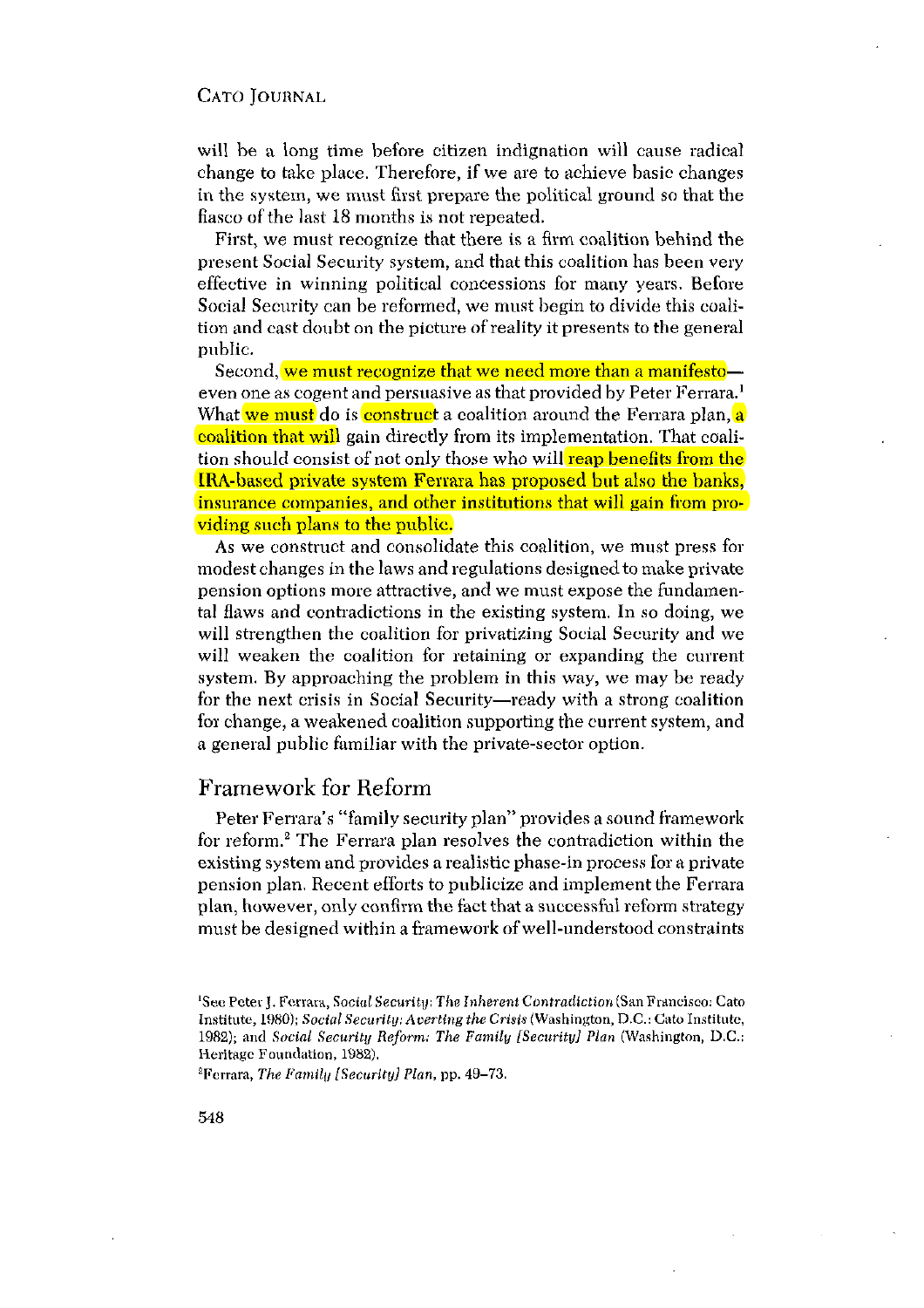will be a long time before citizen indignation will cause radical change to take place. Therefore, if we are to achieve basic changes in the system, we must first prepare the political ground so that the fiasco of the last 18 months is not repeated.

First, we must recognize that there is a firm coalition behind the present Social Security system, and that this coalition has been very effective in winning political concessions for many years. Before Social Security can be reformed, we must begin to divide this coalition and cast doubt on the picture of reality it presents to the general public.

Second, we must recognize that we need more than a manifesto—even one as cogent and persuasive as that provided by Peter Ferrara.[1] What we must do is construct a coalition around the Ferrara plan, a coalition that will gain directly from its implementation. That coalition should consist of not only those who will reap benefits from the IRA-based private system Ferrara has proposed but also the banks, insurance companies, and other institutions that will gain from providing such plans to the public.

As we construct and consolidate this coalition, we must press for modest changes in the laws and regulations designed to make private pension options more attractive, and we must expose the fundamental flaws and contradictions in the existing system. In so doing, we will strengthen the coalition for privatizing Social Security and we will weaken the coalition for retaining or expanding the current system. By approaching the problem in this way, we may be ready for the next crisis in Social Security—ready with a strong coalition for change, a weakened coalition supporting the current system, and a general public familiar with the private-sector option.

## Framework for Reform

Peter Ferrara's "family security plan" provides a sound framework for reform.[2] The Ferrara plan resolves the contradiction within the existing system and provides a realistic phase-in process for a private pension plan. Recent efforts to publicize and implement the Ferrara plan, however, only confirm the fact that a successful reform strategy must be designed within a framework of well-understood constraints

[1] See Peter J. Ferrara, *Social Security: The Inherent Contradiction* (San Francisco: Cato Institute, 1980); *Social Security: Averting the Crisis* (Washington, D.C.: Cato Institute, 1982); and *Social Security Reform: The Family [Security] Plan* (Washington, D.C.: Heritage Foundation, 1982).

[2] Ferrara, *The Family [Security] Plan*, pp. 49–73.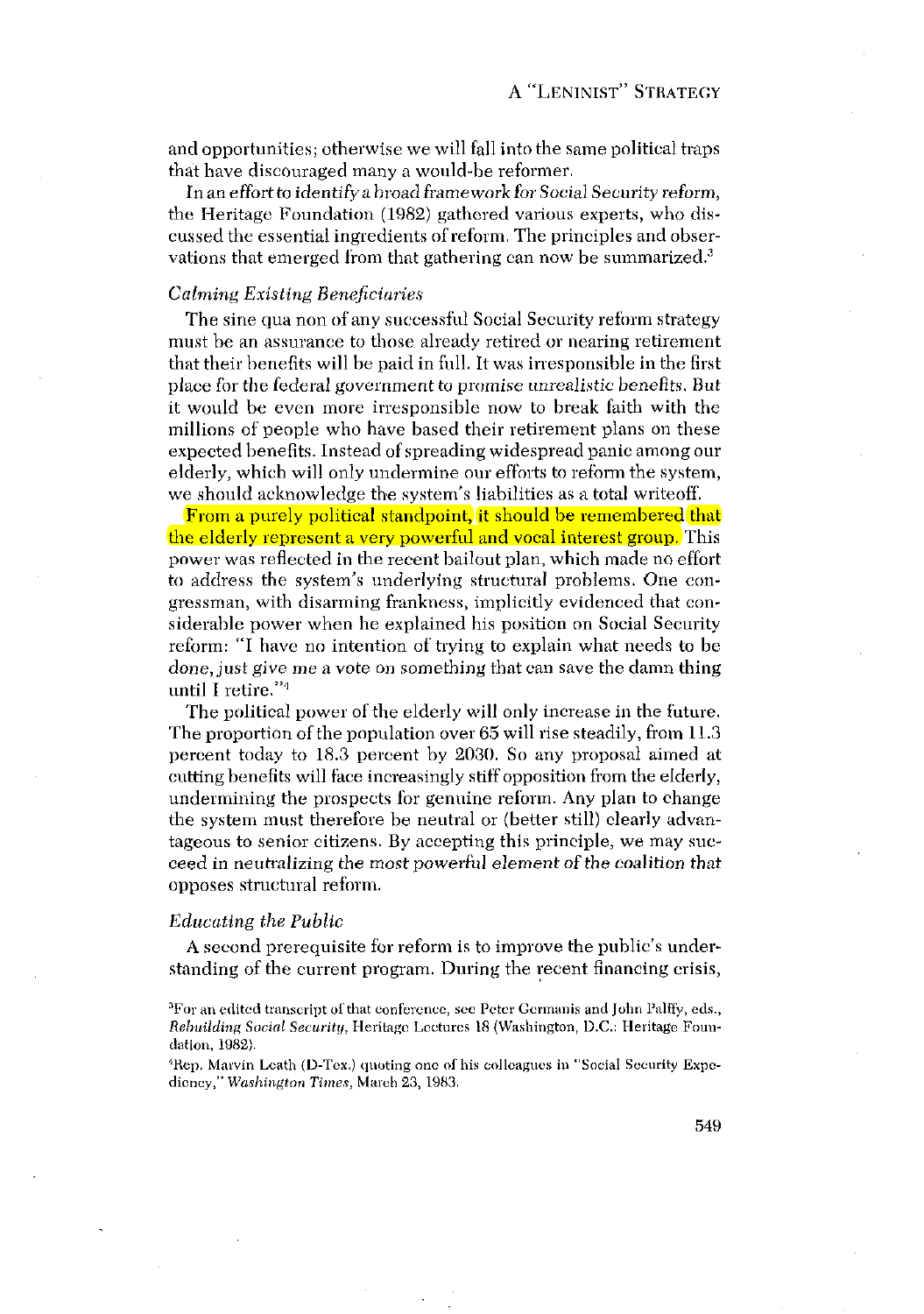and opportunities; otherwise we will fall into the same political traps that have discouraged many a would-be reformer.

In an effort to identify a broad framework for Social Security reform, the Heritage Foundation (1982) gathered various experts, who discussed the essential ingredients of reform. The principles and observations that emerged from that gathering can now be summarized.[3]

### *Calming Existing Beneficiaries*

The sine qua non of any successful Social Security reform strategy must be an assurance to those already retired or nearing retirement that their benefits will be paid in full. It was irresponsible in the first place for the federal government to promise unrealistic benefits. But it would be even more irresponsible now to break faith with the millions of people who have based their retirement plans on these expected benefits. Instead of spreading widespread panic among our elderly, which will only undermine our efforts to reform the system, we should acknowledge the system's liabilities as a total writeoff.

From a purely political standpoint, it should be remembered that the elderly represent a very powerful and vocal interest group. This power was reflected in the recent bailout plan, which made no effort to address the system's underlying structural problems. One congressman, with disarming frankness, implicitly evidenced that considerable power when he explained his position on Social Security reform: "I have no intention of trying to explain what needs to be done, just give me a vote on something that can save the damn thing until I retire."[4]

The political power of the elderly will only increase in the future. The proportion of the population over 65 will rise steadily, from 11.3 percent today to 18.3 percent by 2030. So any proposal aimed at cutting benefits will face increasingly stiff opposition from the elderly, undermining the prospects for genuine reform. Any plan to change the system must therefore be neutral or (better still) clearly advantageous to senior citizens. By accepting this principle, we may succeed in neutralizing the most powerful element of the coalition that opposes structural reform.

### *Educating the Public*

A second prerequisite for reform is to improve the public's understanding of the current program. During the recent financing crisis,

---

[3]For an edited transcript of that conference, see Peter Germanis and John Palffy, eds., *Rebuilding Social Security*, Heritage Lectures 18 (Washington, D.C.: Heritage Foundation, 1982).

[4]Rep. Marvin Leath (D-Tex.) quoting one of his colleagues in "Social Security Expediency," *Washington Times*, March 23, 1983.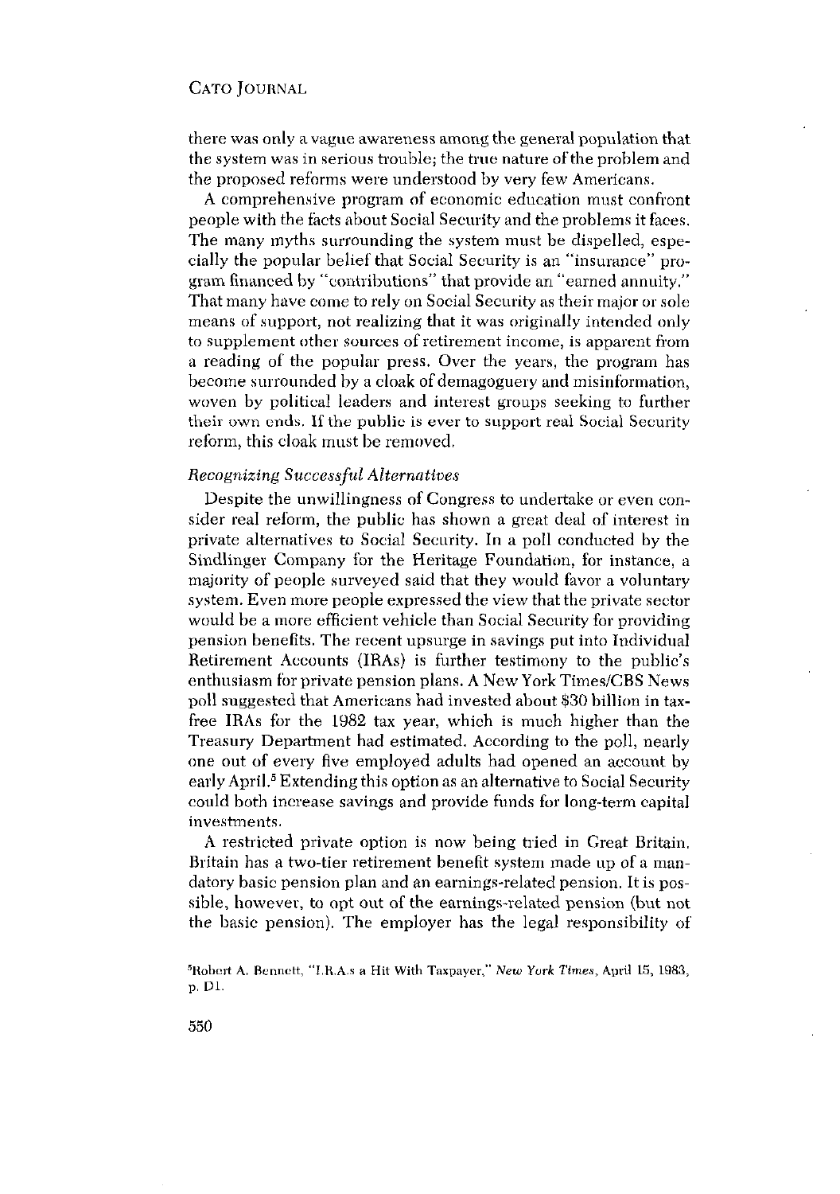there was only a vague awareness among the general population that the system was in serious trouble; the true nature of the problem and the proposed reforms were understood by very few Americans.

A comprehensive program of economic education must confront people with the facts about Social Security and the problems it faces. The many myths surrounding the system must be dispelled, especially the popular belief that Social Security is an "insurance" program financed by "contributions" that provide an "earned annuity." That many have come to rely on Social Security as their major or sole means of support, not realizing that it was originally intended only to supplement other sources of retirement income, is apparent from a reading of the popular press. Over the years, the program has become surrounded by a cloak of demagoguery and misinformation, woven by political leaders and interest groups seeking to further their own ends. If the public is ever to support real Social Security reform, this cloak must be removed.

### *Recognizing Successful Alternatives*

Despite the unwillingness of Congress to undertake or even consider real reform, the public has shown a great deal of interest in private alternatives to Social Security. In a poll conducted by the Sindlinger Company for the Heritage Foundation, for instance, a majority of people surveyed said that they would favor a voluntary system. Even more people expressed the view that the private sector would be a more efficient vehicle than Social Security for providing pension benefits. The recent upsurge in savings put into Individual Retirement Accounts (IRAs) is further testimony to the public's enthusiasm for private pension plans. A New York Times/CBS News poll suggested that Americans had invested about $30 billion in tax-free IRAs for the 1982 tax year, which is much higher than the Treasury Department had estimated. According to the poll, nearly one out of every five employed adults had opened an account by early April.[5] Extending this option as an alternative to Social Security could both increase savings and provide funds for long-term capital investments.

A restricted private option is now being tried in Great Britain. Britain has a two-tier retirement benefit system made up of a mandatory basic pension plan and an earnings-related pension. It is possible, however, to opt out of the earnings-related pension (but not the basic pension). The employer has the legal responsibility of

[5] Robert A. Bennett, "I.R.A.s a Hit With Taxpayer," *New York Times*, April 15, 1983, p. D1.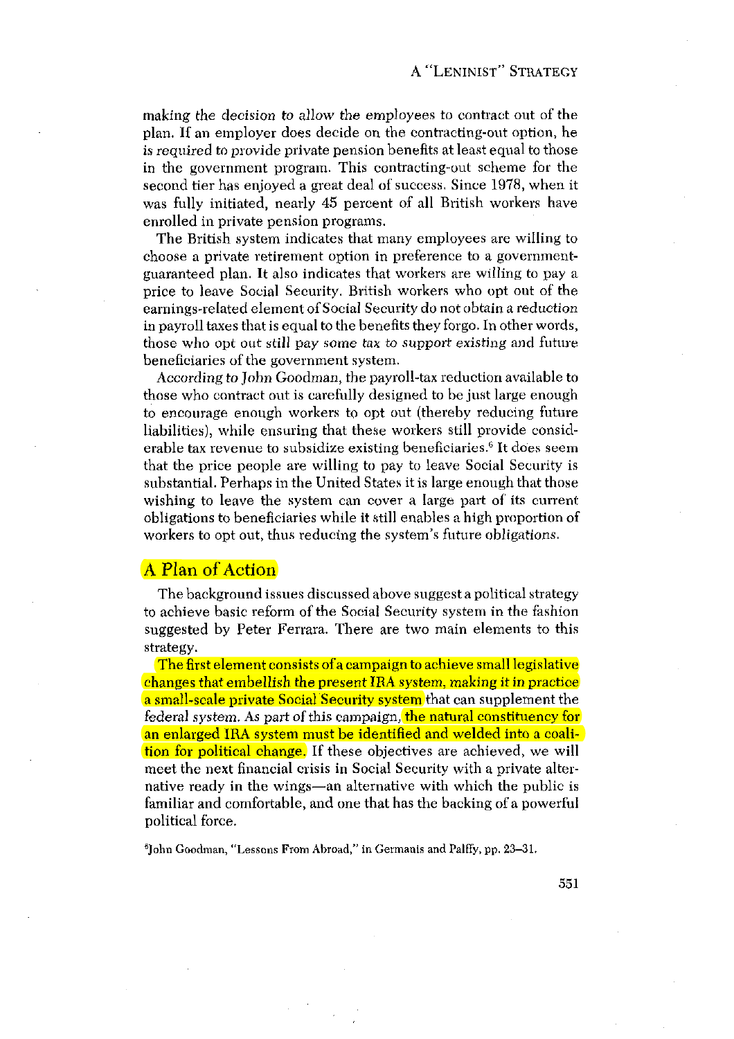making the decision to allow the employees to contract out of the plan. If an employer does decide on the contracting-out option, he is required to provide private pension benefits at least equal to those in the government program. This contracting-out scheme for the second tier has enjoyed a great deal of success. Since 1978, when it was fully initiated, nearly 45 percent of all British workers have enrolled in private pension programs.

The British system indicates that many employees are willing to choose a private retirement option in preference to a government-guaranteed plan. It also indicates that workers are willing to pay a price to leave Social Security. British workers who opt out of the earnings-related element of Social Security do not obtain a reduction in payroll taxes that is equal to the benefits they forgo. In other words, those who opt out still pay some tax to support existing and future beneficiaries of the government system.

According to John Goodman, the payroll-tax reduction available to those who contract out is carefully designed to be just large enough to encourage enough workers to opt out (thereby reducing future liabilities), while ensuring that these workers still provide considerable tax revenue to subsidize existing beneficiaries.[6] It does seem that the price people are willing to pay to leave Social Security is substantial. Perhaps in the United States it is large enough that those wishing to leave the system can cover a large part of its current obligations to beneficiaries while it still enables a high proportion of workers to opt out, thus reducing the system's future obligations.

## A Plan of Action

The background issues discussed above suggest a political strategy to achieve basic reform of the Social Security system in the fashion suggested by Peter Ferrara. There are two main elements to this strategy.

The first element consists of a campaign to achieve small legislative changes that embellish the present IRA system, making it in practice a small-scale private Social Security system that can supplement the federal system. As part of this campaign, the natural constituency for an enlarged IRA system must be identified and welded into a coalition for political change. If these objectives are achieved, we will meet the next financial crisis in Social Security with a private alternative ready in the wings—an alternative with which the public is familiar and comfortable, and one that has the backing of a powerful political force.

[6] John Goodman, "Lessons From Abroad," in Germanis and Palffy, pp. 23–31.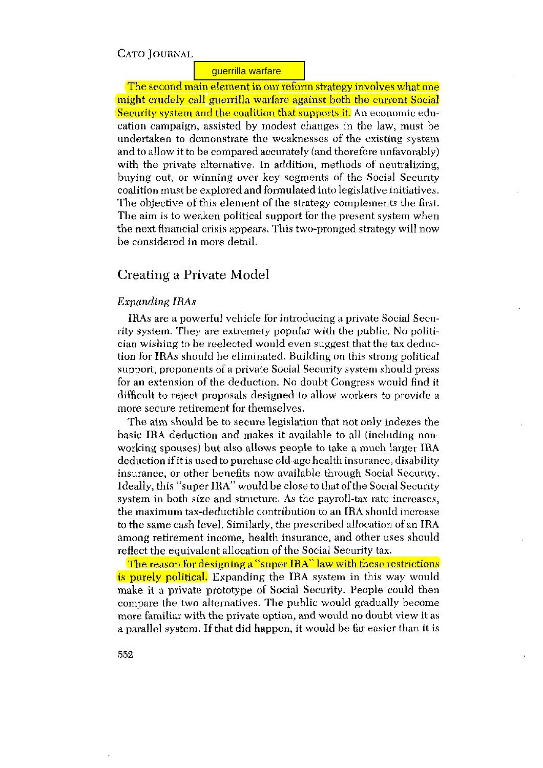guerrilla warfare

The second main element in our reform strategy involves what one might crudely call guerrilla warfare against both the current Social Security system and the coalition that supports it. An economic education campaign, assisted by modest changes in the law, must be undertaken to demonstrate the weaknesses of the existing system and to allow it to be compared accurately (and therefore unfavorably) with the private alternative. In addition, methods of neutralizing, buying out, or winning over key segments of the Social Security coalition must be explored and formulated into legislative initiatives. The objective of this element of the strategy complements the first. The aim is to weaken political support for the present system when the next financial crisis appears. This two-pronged strategy will now be considered in more detail.

## Creating a Private Model

### *Expanding IRAs*

IRAs are a powerful vehicle for introducing a private Social Security system. They are extremely popular with the public. No politician wishing to be reelected would even suggest that the tax deduction for IRAs should be eliminated. Building on this strong political support, proponents of a private Social Security system should press for an extension of the deduction. No doubt Congress would find it difficult to reject proposals designed to allow workers to provide a more secure retirement for themselves.

The aim should be to secure legislation that not only indexes the basic IRA deduction and makes it available to all (including nonworking spouses) but also allows people to take a much larger IRA deduction if it is used to purchase old-age health insurance, disability insurance, or other benefits now available through Social Security. Ideally, this "super IRA" would be close to that of the Social Security system in both size and structure. As the payroll-tax rate increases, the maximum tax-deductible contribution to an IRA should increase to the same cash level. Similarly, the prescribed allocation of an IRA among retirement income, health insurance, and other uses should reflect the equivalent allocation of the Social Security tax.

The reason for designing a "super IRA" law with these restrictions is purely political. Expanding the IRA system in this way would make it a private prototype of Social Security. People could then compare the two alternatives. The public would gradually become more familiar with the private option, and would no doubt view it as a parallel system. If that did happen, it would be far easier than it is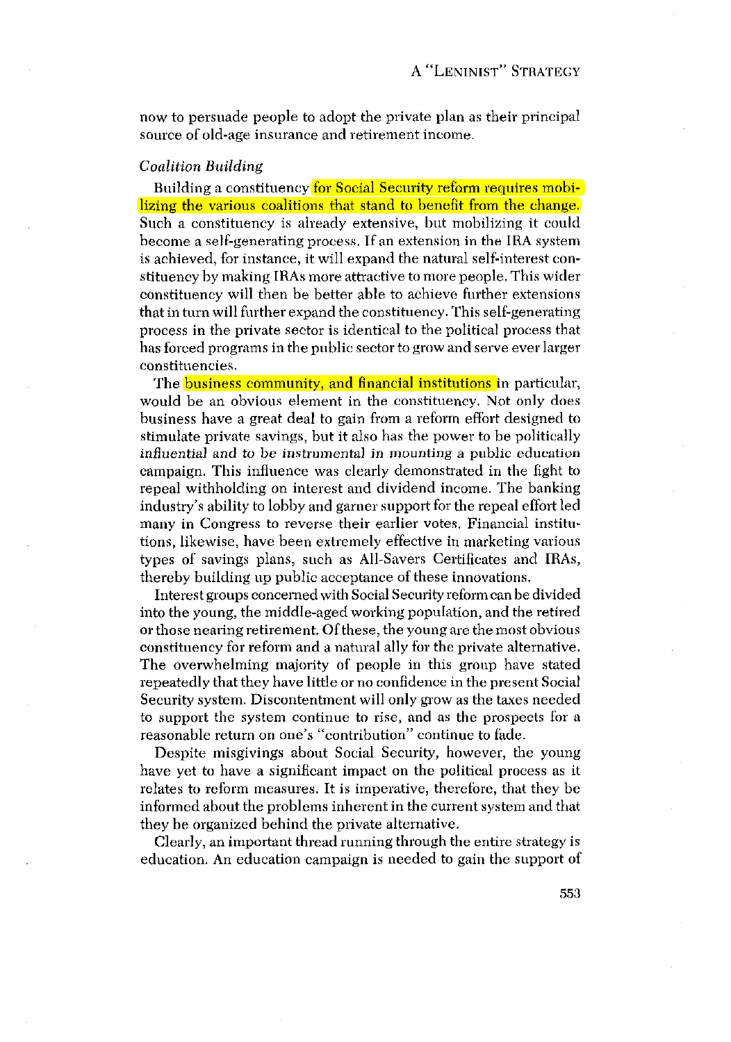now to persuade people to adopt the private plan as their principal source of old-age insurance and retirement income.

*Coalition Building*

Building a constituency for Social Security reform requires mobilizing the various coalitions that stand to benefit from the change. Such a constituency is already extensive, but mobilizing it could become a self-generating process. If an extension in the IRA system is achieved, for instance, it will expand the natural self-interest constituency by making IRAs more attractive to more people. This wider constituency will then be better able to achieve further extensions that in turn will further expand the constituency. This self-generating process in the private sector is identical to the political process that has forced programs in the public sector to grow and serve ever larger constituencies.

The business community, and financial institutions in particular, would be an obvious element in the constituency. Not only does business have a great deal to gain from a reform effort designed to stimulate private savings, but it also has the power to be politically influential and to be instrumental in mounting a public education campaign. This influence was clearly demonstrated in the fight to repeal withholding on interest and dividend income. The banking industry's ability to lobby and garner support for the repeal effort led many in Congress to reverse their earlier votes. Financial institutions, likewise, have been extremely effective in marketing various types of savings plans, such as All-Savers Certificates and IRAs, thereby building up public acceptance of these innovations.

Interest groups concerned with Social Security reform can be divided into the young, the middle-aged working population, and the retired or those nearing retirement. Of these, the young are the most obvious constituency for reform and a natural ally for the private alternative. The overwhelming majority of people in this group have stated repeatedly that they have little or no confidence in the present Social Security system. Discontentment will only grow as the taxes needed to support the system continue to rise, and as the prospects for a reasonable return on one's "contribution" continue to fade.

Despite misgivings about Social Security, however, the young have yet to have a significant impact on the political process as it relates to reform measures. It is imperative, therefore, that they be informed about the problems inherent in the current system and that they be organized behind the private alternative.

Clearly, an important thread running through the entire strategy is education. An education campaign is needed to gain the support of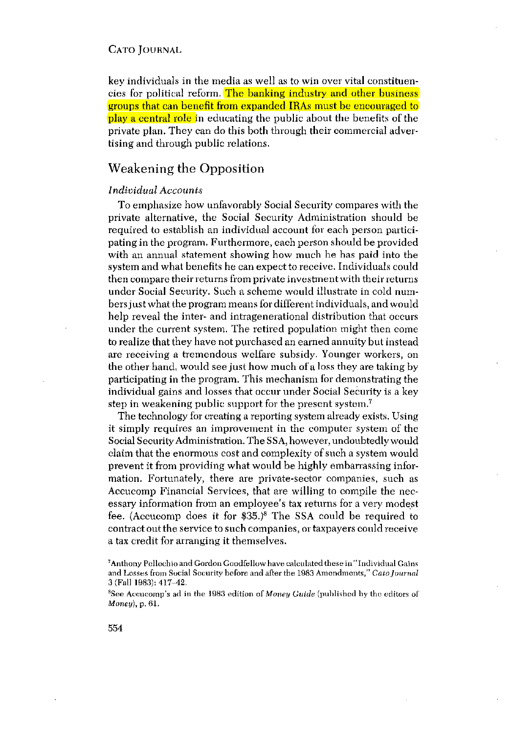key individuals in the media as well as to win over vital constituencies for political reform. The banking industry and other business groups that can benefit from expanded IRAs must be encouraged to play a central role in educating the public about the benefits of the private plan. They can do this both through their commercial advertising and through public relations.

## Weakening the Opposition

### *Individual Accounts*

To emphasize how unfavorably Social Security compares with the private alternative, the Social Security Administration should be required to establish an individual account for each person participating in the program. Furthermore, each person should be provided with an annual statement showing how much he has paid into the system and what benefits he can expect to receive. Individuals could then compare their returns from private investment with their returns under Social Security. Such a scheme would illustrate in cold numbers just what the program means for different individuals, and would help reveal the inter- and intragenerational distribution that occurs under the current system. The retired population might then come to realize that they have not purchased an earned annuity but instead are receiving a tremendous welfare subsidy. Younger workers, on the other hand, would see just how much of a loss they are taking by participating in the program. This mechanism for demonstrating the individual gains and losses that occur under Social Security is a key step in weakening public support for the present system.[7]

The technology for creating a reporting system already exists. Using it simply requires an improvement in the computer system of the Social Security Administration. The SSA, however, undoubtedly would claim that the enormous cost and complexity of such a system would prevent it from providing what would be highly embarrassing information. Fortunately, there are private-sector companies, such as Accucomp Financial Services, that are willing to compile the necessary information from an employee's tax returns for a very modest fee. (Accucomp does it for $35.)[8] The SSA could be required to contract out the service to such companies, or taxpayers could receive a tax credit for arranging it themselves.

[7]Anthony Pellechio and Gordon Goodfellow have calculated these in "Individual Gains and Losses from Social Security before and after the 1983 Amendments," *Cato Journal* 3 (Fall 1983): 417–42.

[8]See Accucomp's ad in the 1983 edition of *Money Guide* (published by the editors of *Money*), p. 61.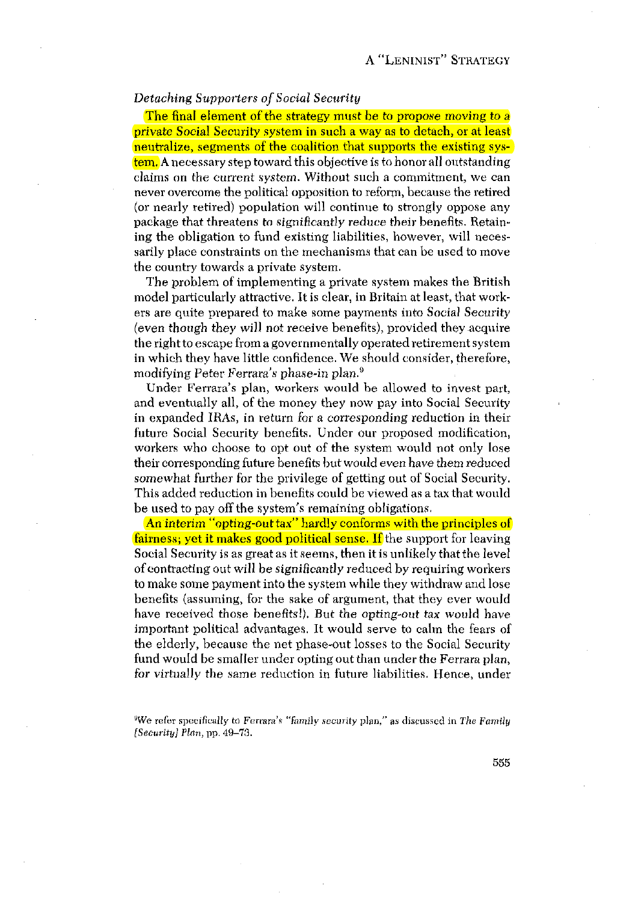### *Detaching Supporters of Social Security*

The final element of the strategy must be to propose moving to a private Social Security system in such a way as to detach, or at least neutralize, segments of the coalition that supports the existing system. A necessary step toward this objective is to honor all outstanding claims on the current system. Without such a commitment, we can never overcome the political opposition to reform, because the retired (or nearly retired) population will continue to strongly oppose any package that threatens to *significantly reduce* their benefits. Retaining the obligation to fund existing liabilities, however, will necessarily place constraints on the mechanisms that can be used to move the country towards a private system.

The problem of implementing a private system makes the British model particularly attractive. It is clear, in Britain at least, that workers are quite prepared to make some payments into Social Security (even though they will not receive benefits), provided they acquire the right to escape from a governmentally operated retirement system in which they have little confidence. We should consider, therefore, modifying Peter Ferrara's phase-in plan.[9]

Under Ferrara's plan, workers would be allowed to invest part, and eventually all, of the money they now pay into Social Security in expanded IRAs, in return for a corresponding reduction in their future Social Security benefits. Under our proposed modification, workers who choose to opt out of the system would not only lose their corresponding future benefits but would even have them reduced somewhat further for the privilege of getting out of Social Security. This added reduction in benefits could be viewed as a tax that would be used to pay off the system's remaining obligations.

An interim "opting-out tax" hardly conforms with the principles of fairness; yet it makes good political sense. If the support for leaving Social Security is as great as it seems, then it is unlikely that the level of contracting out will be *significantly* reduced by requiring workers to make some payment into the system while they withdraw and lose benefits (assuming, for the sake of argument, that they ever would have received those benefits!). But the *opting-out tax* would have important political advantages. It would serve to calm the fears of the elderly, because the net phase-out losses to the Social Security fund would be smaller under opting out than under the Ferrara plan, for virtually the same reduction in future liabilities. Hence, under

[9]We refer specifically to Ferrara's "family security plan," as discussed in *The Family [Security] Plan*, pp. 49–73.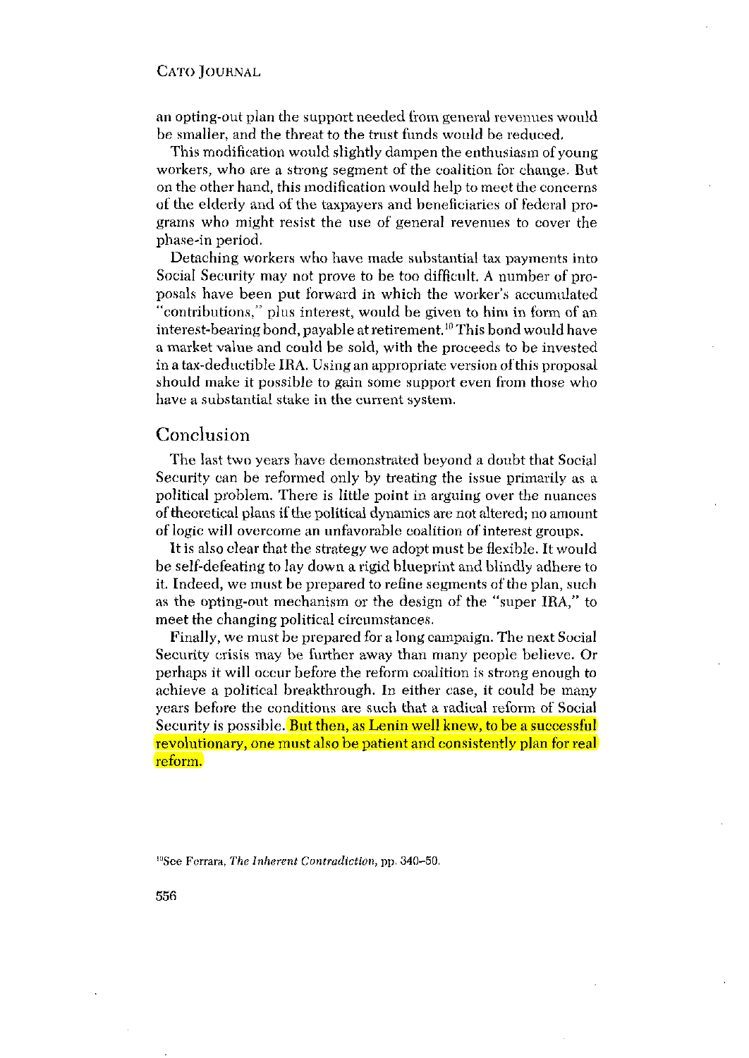an opting-out plan the support needed from general revenues would be smaller, and the threat to the trust funds would be reduced.

This modification would slightly dampen the enthusiasm of young workers, who are a strong segment of the coalition for change. But on the other hand, this modification would help to meet the concerns of the elderly and of the taxpayers and beneficiaries of federal programs who might resist the use of general revenues to cover the phase-in period.

Detaching workers who have made substantial tax payments into Social Security may not prove to be too difficult. A number of proposals have been put forward in which the worker's accumulated "contributions," plus interest, would be given to him in form of an interest-bearing bond, payable at retirement.[10] This bond would have a market value and could be sold, with the proceeds to be invested in a tax-deductible IRA. Using an appropriate version of this proposal should make it possible to gain some support even from those who have a substantial stake in the current system.

## Conclusion

The last two years have demonstrated beyond a doubt that Social Security can be reformed only by treating the issue primarily as a political problem. There is little point in arguing over the nuances of theoretical plans if the political dynamics are not altered; no amount of logic will overcome an unfavorable coalition of interest groups.

It is also clear that the strategy we adopt must be flexible. It would be self-defeating to lay down a rigid blueprint and blindly adhere to it. Indeed, we must be prepared to refine segments of the plan, such as the opting-out mechanism or the design of the "super IRA," to meet the changing political circumstances.

Finally, we must be prepared for a long campaign. The next Social Security crisis may be further away than many people believe. Or perhaps it will occur before the reform coalition is strong enough to achieve a political breakthrough. In either case, it could be many years before the conditions are such that a radical reform of Social Security is possible. But then, as Lenin well knew, to be a successful revolutionary, one must also be patient and consistently plan for real reform.

[10] See Ferrara, *The Inherent Contradiction*, pp. 340–50.